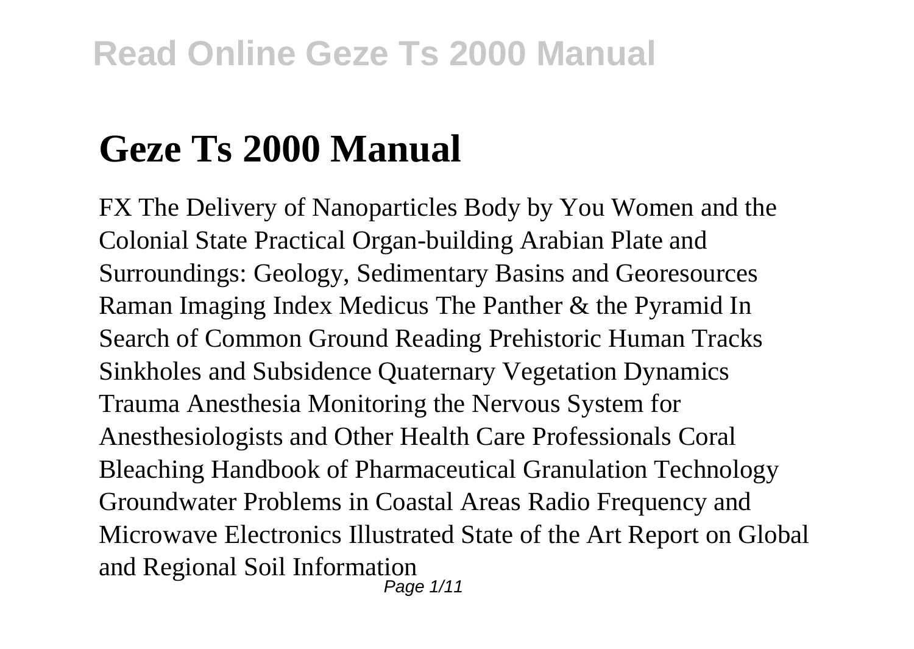# Geze Ts 2000 Manual

FX The Delivery of Nanoparticles Body by You Women and the Colonial State Practical Organ-building Arabian Plate and Surroundings: Geology, Sedimentary Basins and Georesources Raman Imaging Index Medicus The Panther & the Pyramid In Search of Common Ground Reading Prehistoric Human Tracks Sinkholes and Subsidence Quaternary Vegetation Dynamics Trauma Anesthesia Monitoring the Nervous System for Anesthesiologists and Other Health Care Professionals Coral Bleaching Handbook of Pharmaceutical Granulation Technology Groundwater Problems in Coastal Areas Radio Frequency and Microwave Electronics Illustrated State of the Art Report on Global and Regional Soil Information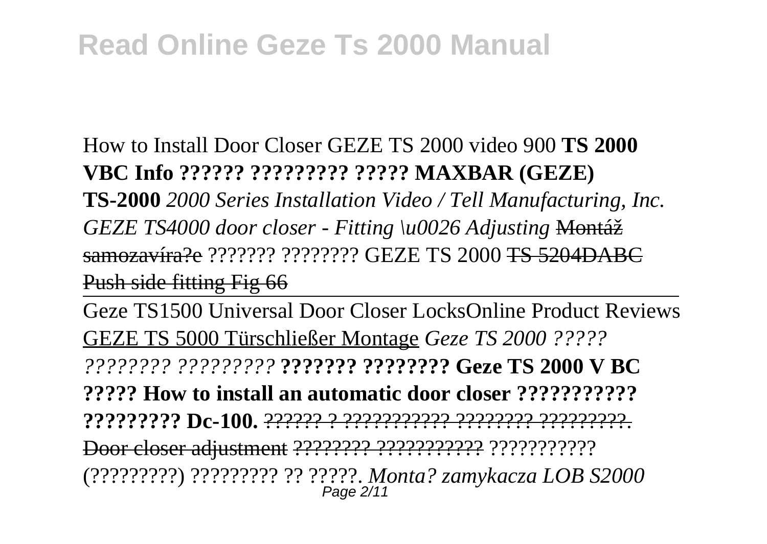How to Install Door Closer GEZE TS 2000 video 900 **TS 2000 VBC Info ?????? ????????? ????? MAXBAR (GEZE) TS-2000** *2000 Series Installation Video / Tell Manufacturing, Inc.* *GEZE TS4000 door closer - Fitting \u0026 Adjusting* ~~Montáž samozavíra?e~~ ??????? ???????? GEZE TS 2000 ~~TS 5204DABC Push side fitting Fig 66~~

Geze TS1500 Universal Door Closer LocksOnline Product Reviews GEZE TS 5000 Türschließer Montage *Geze TS 2000 ????? ???????? ?????????* **??????? ???????? Geze TS 2000 V BC ????? How to install an automatic door closer ??????????? ????????? Dc-100.** ~~?????? ? ??????????? ???????? ?????????.~~ ~~Door closer adjustment~~ ~~???????? ???????????~~ ??????????? (?????????) ????????? ?? ?????. *Monta? zamykacza LOB S2000*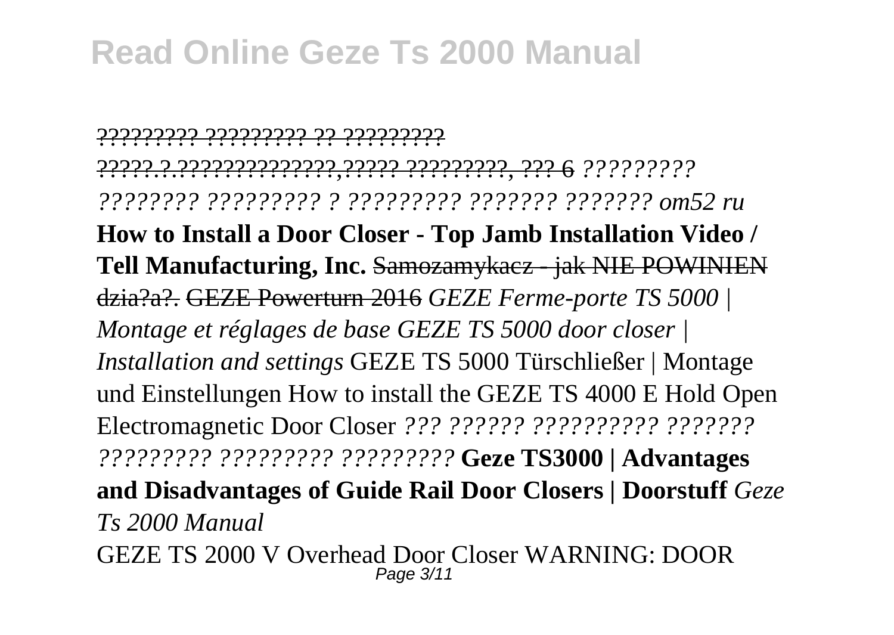~~????????? ????????? ?? ?????????~~
~~?????.?.??????????????,????? ?????????, ??? 6~~ *????????? ???????? ????????? ? ????????? ??????? ??????? om52 ru* **How to Install a Door Closer - Top Jamb Installation Video / Tell Manufacturing, Inc.** ~~Samozamykacz - jak NIE POWINIEN dzia?a?.~~ ~~GEZE Powerturn 2016~~ *GEZE Ferme-porte TS 5000 | Montage et réglages de base GEZE TS 5000 door closer | Installation and settings* GEZE TS 5000 Türschließer | Montage und Einstellungen How to install the GEZE TS 4000 E Hold Open Electromagnetic Door Closer *??? ?????? ?????????? ??????? ????????? ????????? ?????????* **Geze TS3000 | Advantages and Disadvantages of Guide Rail Door Closers | Doorstuff** *Geze Ts 2000 Manual*

GEZE TS 2000 V Overhead Door Closer WARNING: DOOR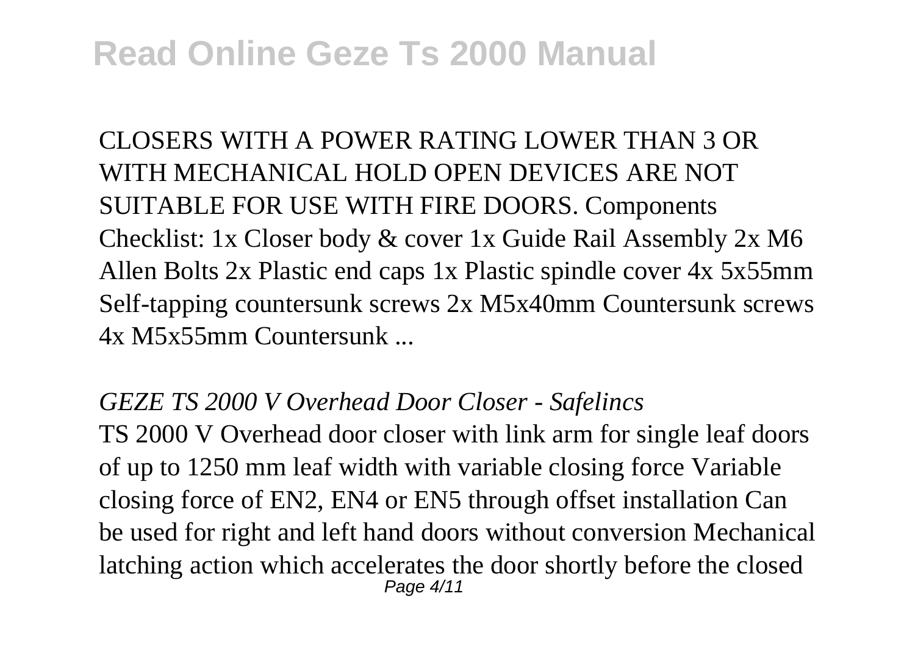CLOSERS WITH A POWER RATING LOWER THAN 3 OR WITH MECHANICAL HOLD OPEN DEVICES ARE NOT SUITABLE FOR USE WITH FIRE DOORS. Components Checklist: 1x Closer body & cover 1x Guide Rail Assembly 2x M6 Allen Bolts 2x Plastic end caps 1x Plastic spindle cover 4x 5x55mm Self-tapping countersunk screws 2x M5x40mm Countersunk screws 4x M5x55mm Countersunk ...

*GEZE TS 2000 V Overhead Door Closer - Safelincs*

TS 2000 V Overhead door closer with link arm for single leaf doors of up to 1250 mm leaf width with variable closing force Variable closing force of EN2, EN4 or EN5 through offset installation Can be used for right and left hand doors without conversion Mechanical latching action which accelerates the door shortly before the closed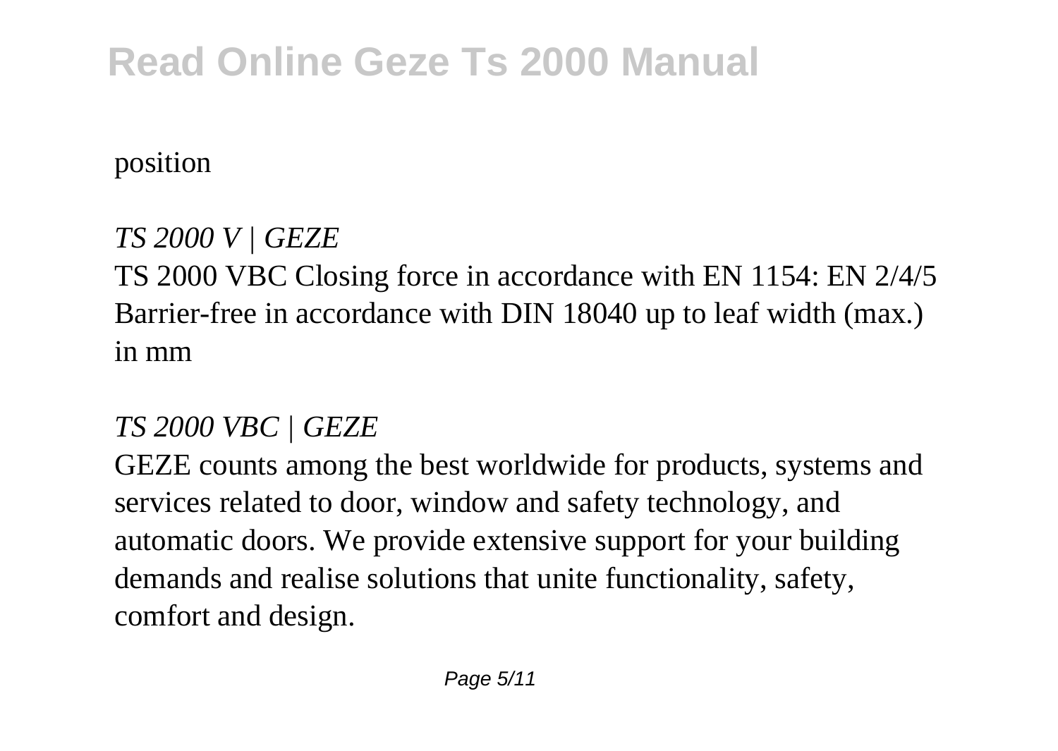position

*TS 2000 V | GEZE*

TS 2000 VBC Closing force in accordance with EN 1154: EN 2/4/5 Barrier-free in accordance with DIN 18040 up to leaf width (max.) in mm

*TS 2000 VBC | GEZE*

GEZE counts among the best worldwide for products, systems and services related to door, window and safety technology, and automatic doors. We provide extensive support for your building demands and realise solutions that unite functionality, safety, comfort and design.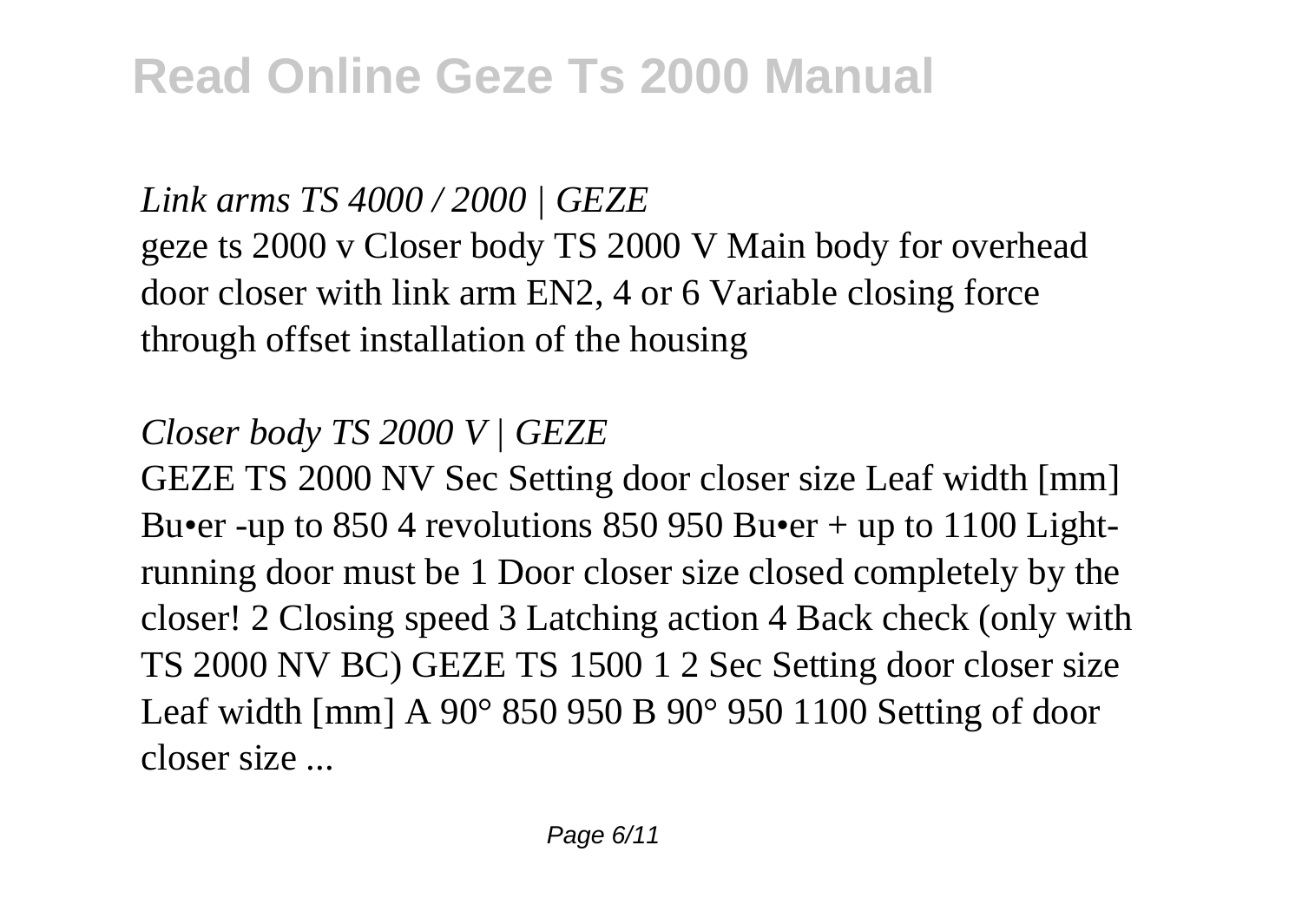*Link arms TS 4000 / 2000 | GEZE*

geze ts 2000 v Closer body TS 2000 V Main body for overhead door closer with link arm EN2, 4 or 6 Variable closing force through offset installation of the housing

*Closer body TS 2000 V | GEZE*

GEZE TS 2000 NV Sec Setting door closer size Leaf width [mm] Bu•er -up to 850 4 revolutions 850 950 Bu•er + up to 1100 Light-running door must be 1 Door closer size closed completely by the closer! 2 Closing speed 3 Latching action 4 Back check (only with TS 2000 NV BC) GEZE TS 1500 1 2 Sec Setting door closer size Leaf width [mm] A 90° 850 950 B 90° 950 1100 Setting of door closer size ...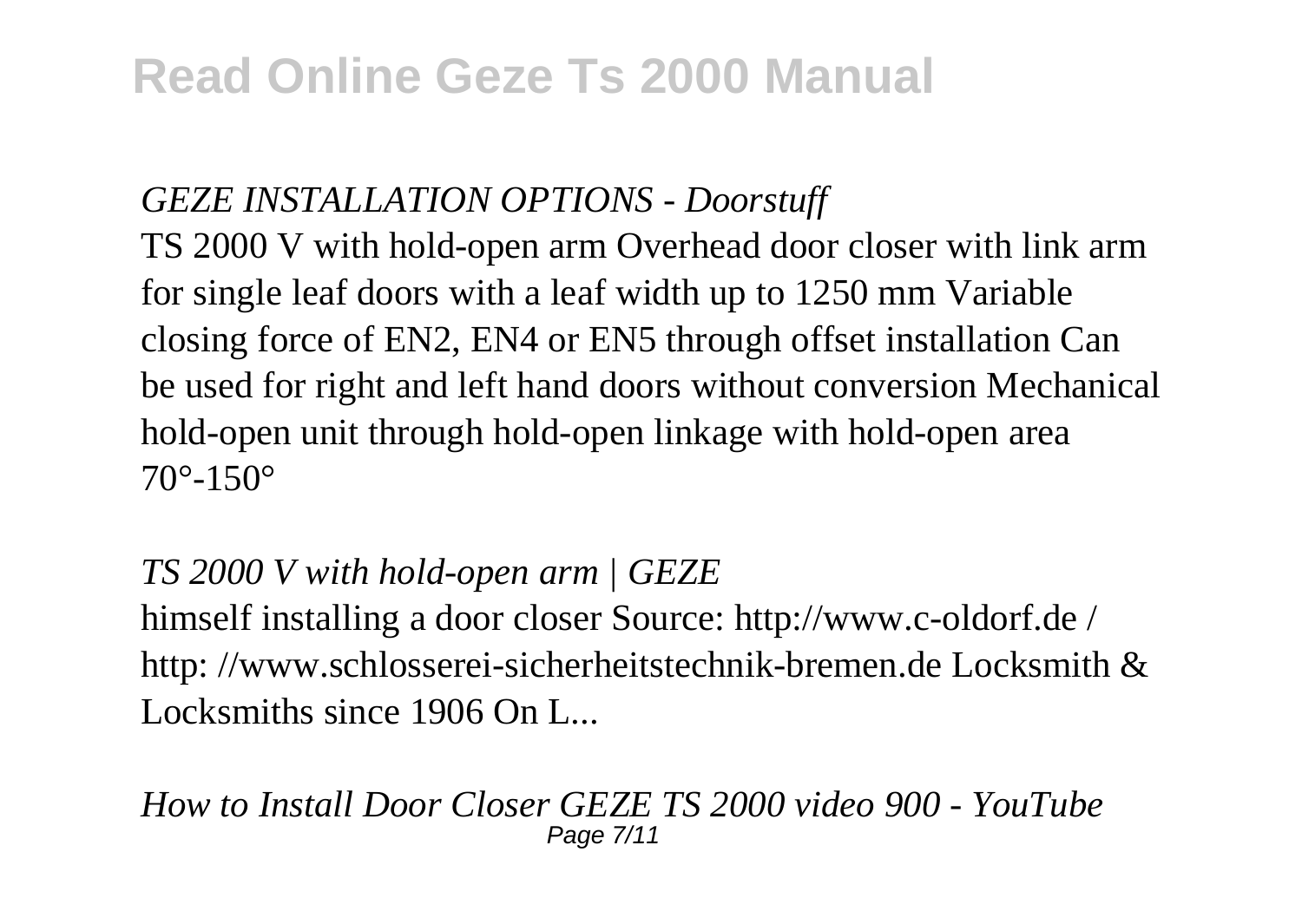*GEZE INSTALLATION OPTIONS - Doorstuff*

TS 2000 V with hold-open arm Overhead door closer with link arm for single leaf doors with a leaf width up to 1250 mm Variable closing force of EN2, EN4 or EN5 through offset installation Can be used for right and left hand doors without conversion Mechanical hold-open unit through hold-open linkage with hold-open area 70°-150°

*TS 2000 V with hold-open arm | GEZE*

himself installing a door closer Source: http://www.c-oldorf.de / http: //www.schlosserei-sicherheitstechnik-bremen.de Locksmith & Locksmiths since 1906 On L...

*How to Install Door Closer GEZE TS 2000 video 900 - YouTube*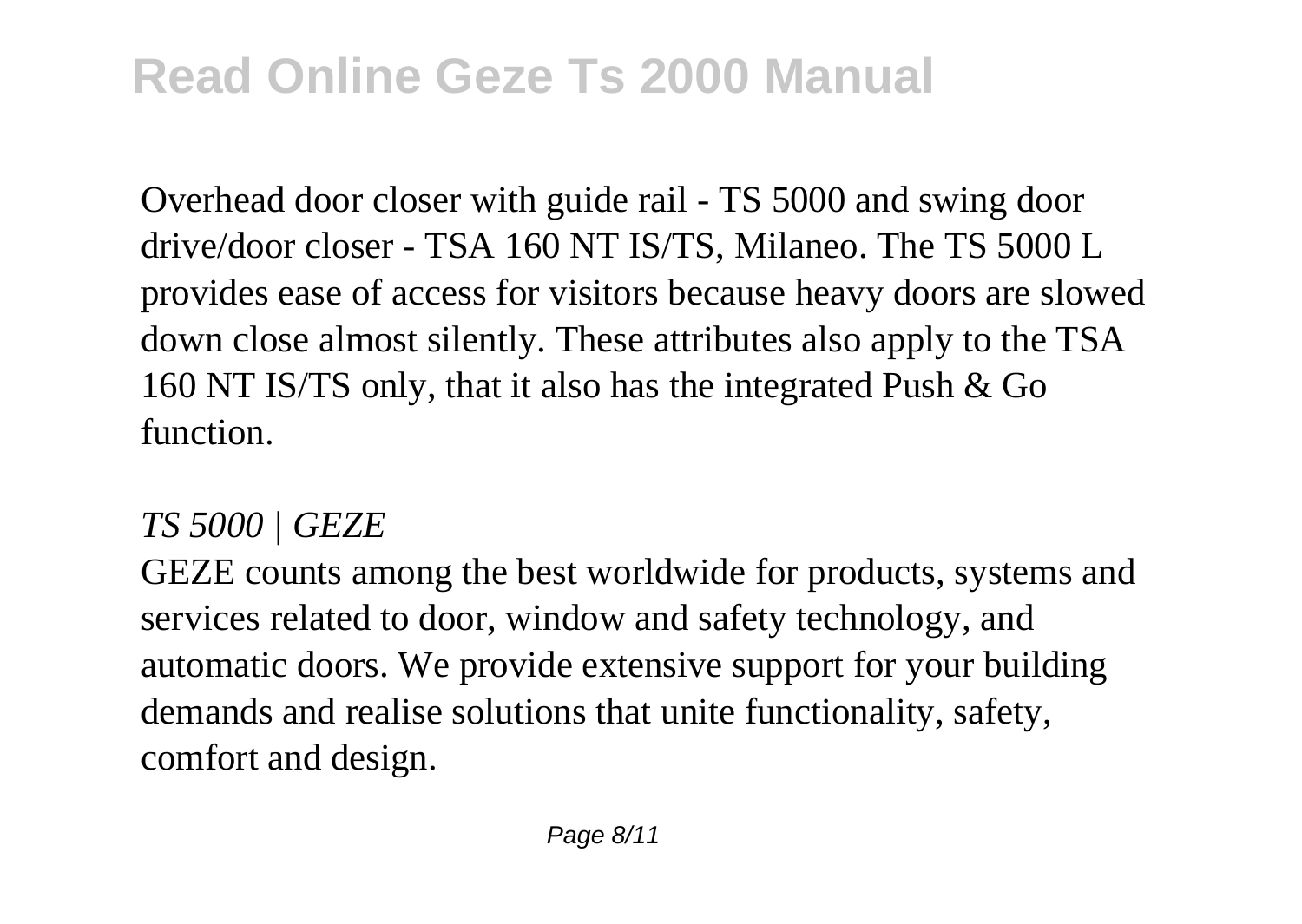Overhead door closer with guide rail - TS 5000 and swing door drive/door closer - TSA 160 NT IS/TS, Milaneo. The TS 5000 L provides ease of access for visitors because heavy doors are slowed down close almost silently. These attributes also apply to the TSA 160 NT IS/TS only, that it also has the integrated Push & Go function.

*TS 5000 | GEZE*

GEZE counts among the best worldwide for products, systems and services related to door, window and safety technology, and automatic doors. We provide extensive support for your building demands and realise solutions that unite functionality, safety, comfort and design.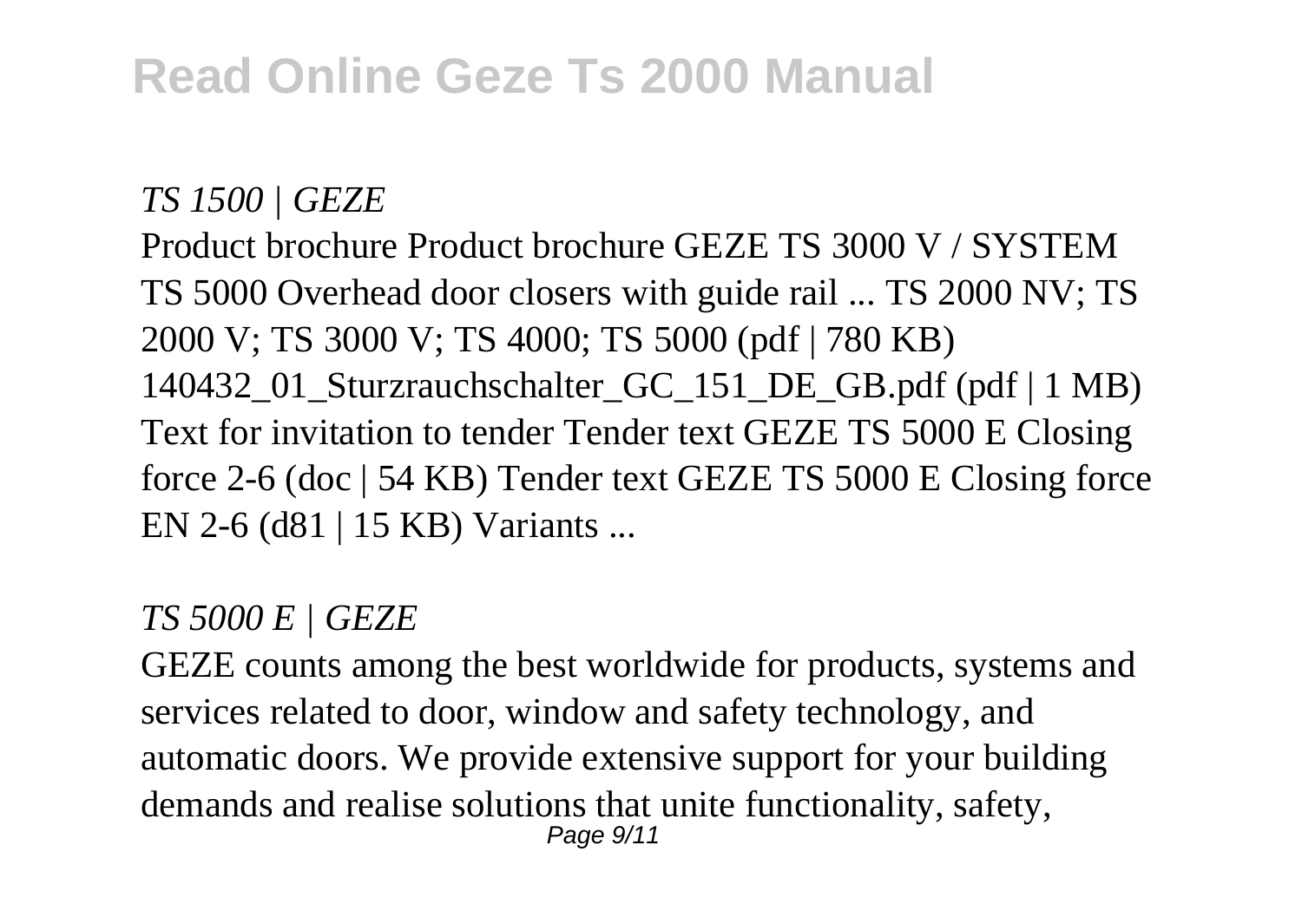*TS 1500 | GEZE*

Product brochure Product brochure GEZE TS 3000 V / SYSTEM TS 5000 Overhead door closers with guide rail ... TS 2000 NV; TS 2000 V; TS 3000 V; TS 4000; TS 5000 (pdf | 780 KB) 140432_01_Sturzrauchschalter_GC_151_DE_GB.pdf (pdf | 1 MB) Text for invitation to tender Tender text GEZE TS 5000 E Closing force 2-6 (doc | 54 KB) Tender text GEZE TS 5000 E Closing force EN 2-6 (d81 | 15 KB) Variants ...

*TS 5000 E | GEZE*

GEZE counts among the best worldwide for products, systems and services related to door, window and safety technology, and automatic doors. We provide extensive support for your building demands and realise solutions that unite functionality, safety,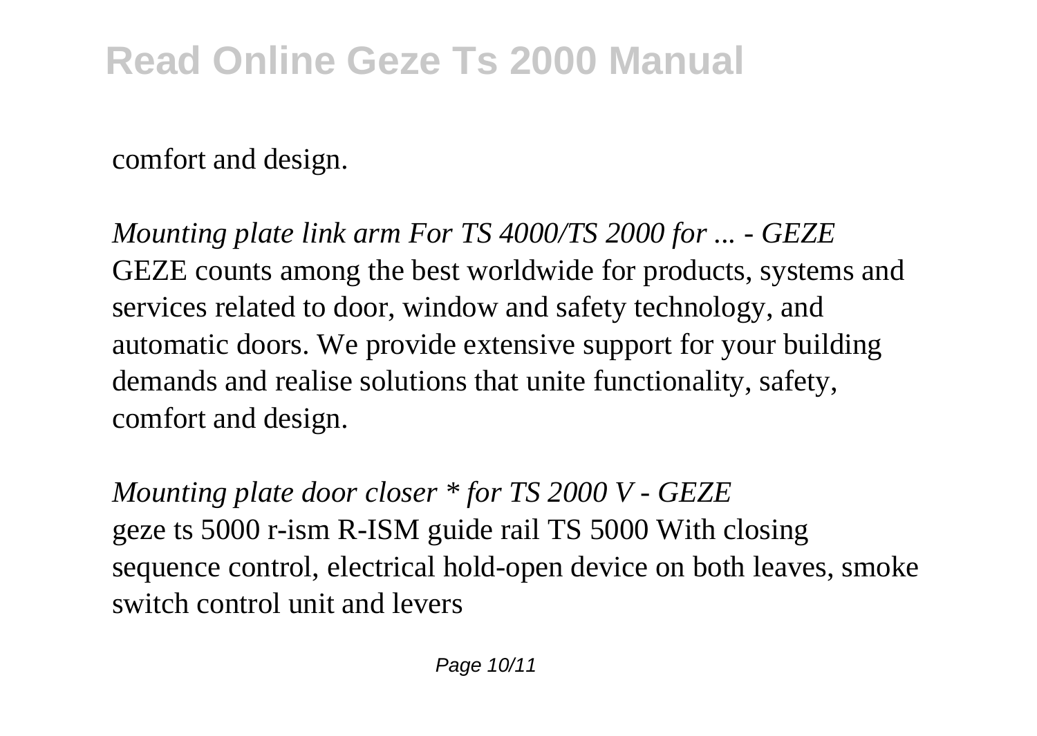comfort and design.

*Mounting plate link arm For TS 4000/TS 2000 for ... - GEZE*
GEZE counts among the best worldwide for products, systems and services related to door, window and safety technology, and automatic doors. We provide extensive support for your building demands and realise solutions that unite functionality, safety, comfort and design.

*Mounting plate door closer * for TS 2000 V - GEZE*
geze ts 5000 r-ism R-ISM guide rail TS 5000 With closing sequence control, electrical hold-open device on both leaves, smoke switch control unit and levers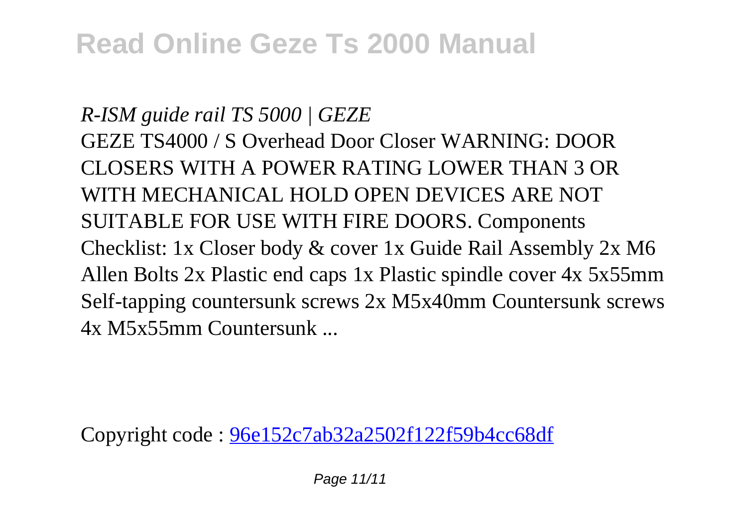*R-ISM guide rail TS 5000 | GEZE*

GEZE TS4000 / S Overhead Door Closer WARNING: DOOR CLOSERS WITH A POWER RATING LOWER THAN 3 OR WITH MECHANICAL HOLD OPEN DEVICES ARE NOT SUITABLE FOR USE WITH FIRE DOORS. Components Checklist: 1x Closer body & cover 1x Guide Rail Assembly 2x M6 Allen Bolts 2x Plastic end caps 1x Plastic spindle cover 4x 5x55mm Self-tapping countersunk screws 2x M5x40mm Countersunk screws 4x M5x55mm Countersunk ...

Copyright code : 96e152c7ab32a2502f122f59b4cc68df